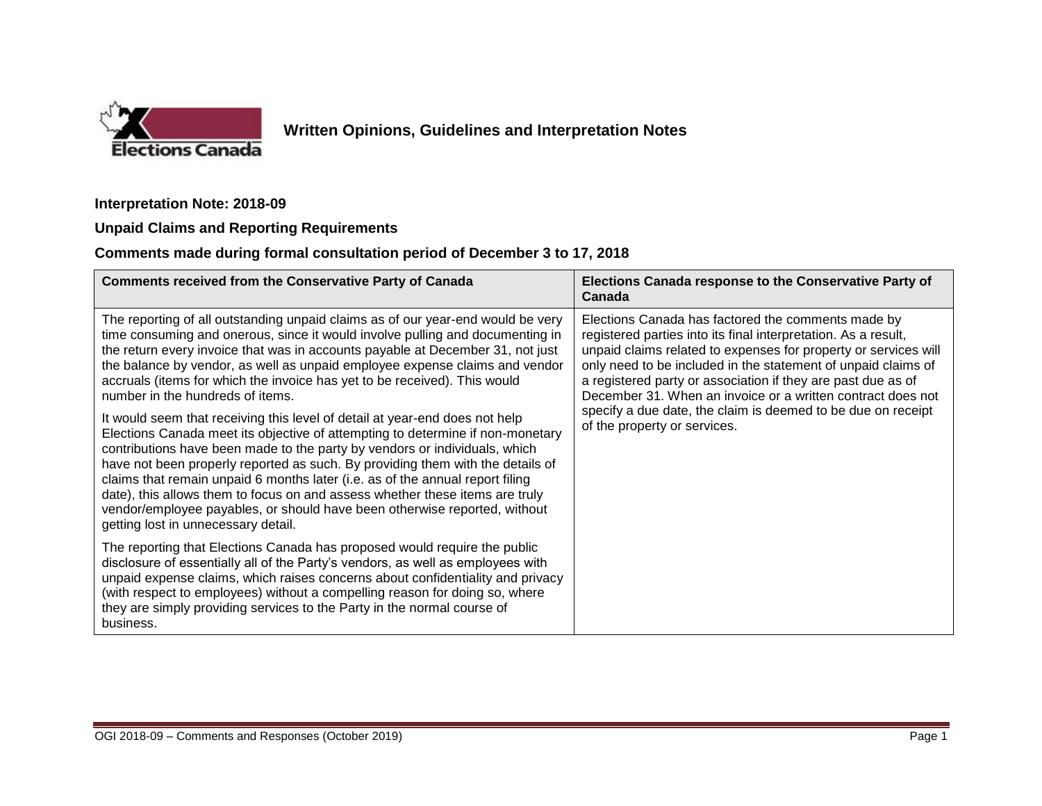**Written Opinions, Guidelines and Interpretation Notes**

**Interpretation Note: 2018-09**

**Unpaid Claims and Reporting Requirements**

**Comments made during formal consultation period of December 3 to 17, 2018**

| Comments received from the Conservative Party of Canada | Elections Canada response to the Conservative Party of Canada |
|---|---|
| The reporting of all outstanding unpaid claims as of our year-end would be very time consuming and onerous, since it would involve pulling and documenting in the return every invoice that was in accounts payable at December 31, not just the balance by vendor, as well as unpaid employee expense claims and vendor accruals (items for which the invoice has yet to be received). This would number in the hundreds of items.<br><br>It would seem that receiving this level of detail at year-end does not help Elections Canada meet its objective of attempting to determine if non-monetary contributions have been made to the party by vendors or individuals, which have not been properly reported as such. By providing them with the details of claims that remain unpaid 6 months later (i.e. as of the annual report filing date), this allows them to focus on and assess whether these items are truly vendor/employee payables, or should have been otherwise reported, without getting lost in unnecessary detail.<br><br>The reporting that Elections Canada has proposed would require the public disclosure of essentially all of the Party's vendors, as well as employees with unpaid expense claims, which raises concerns about confidentiality and privacy (with respect to employees) without a compelling reason for doing so, where they are simply providing services to the Party in the normal course of business. | Elections Canada has factored the comments made by registered parties into its final interpretation. As a result, unpaid claims related to expenses for property or services will only need to be included in the statement of unpaid claims of a registered party or association if they are past due as of December 31. When an invoice or a written contract does not specify a due date, the claim is deemed to be due on receipt of the property or services. |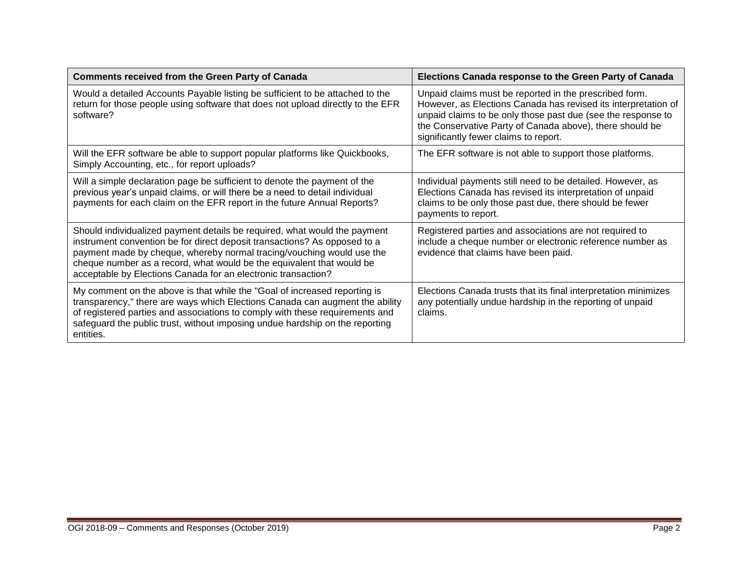| Comments received from the Green Party of Canada | Elections Canada response to the Green Party of Canada |
|---|---|
| Would a detailed Accounts Payable listing be sufficient to be attached to the return for those people using software that does not upload directly to the EFR software? | Unpaid claims must be reported in the prescribed form. However, as Elections Canada has revised its interpretation of unpaid claims to be only those past due (see the response to the Conservative Party of Canada above), there should be significantly fewer claims to report. |
| Will the EFR software be able to support popular platforms like Quickbooks, Simply Accounting, etc., for report uploads? | The EFR software is not able to support those platforms. |
| Will a simple declaration page be sufficient to denote the payment of the previous year's unpaid claims, or will there be a need to detail individual payments for each claim on the EFR report in the future Annual Reports? | Individual payments still need to be detailed. However, as Elections Canada has revised its interpretation of unpaid claims to be only those past due, there should be fewer payments to report. |
| Should individualized payment details be required, what would the payment instrument convention be for direct deposit transactions? As opposed to a payment made by cheque, whereby normal tracing/vouching would use the cheque number as a record, what would be the equivalent that would be acceptable by Elections Canada for an electronic transaction? | Registered parties and associations are not required to include a cheque number or electronic reference number as evidence that claims have been paid. |
| My comment on the above is that while the "Goal of increased reporting is transparency," there are ways which Elections Canada can augment the ability of registered parties and associations to comply with these requirements and safeguard the public trust, without imposing undue hardship on the reporting entities. | Elections Canada trusts that its final interpretation minimizes any potentially undue hardship in the reporting of unpaid claims. |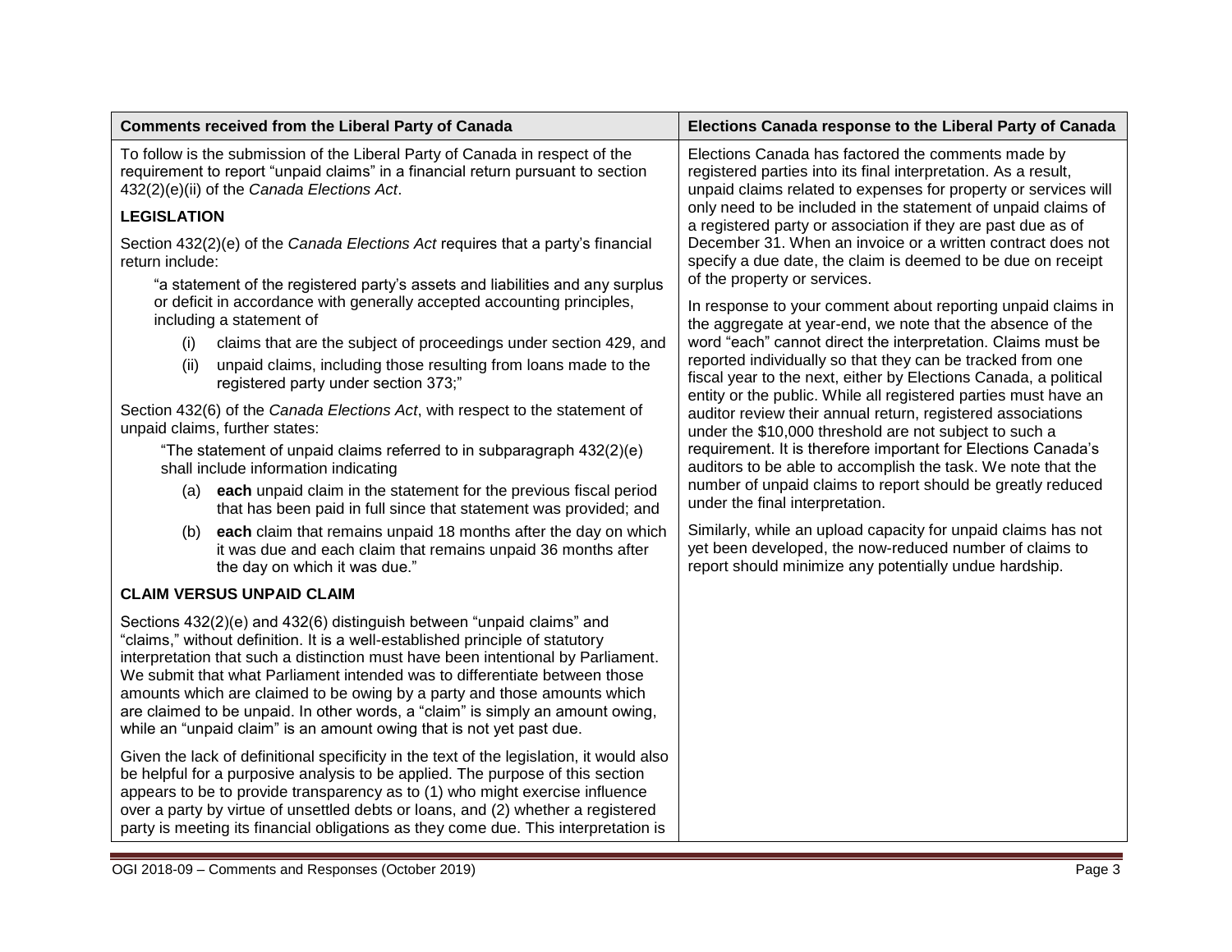| Comments received from the Liberal Party of Canada | Elections Canada response to the Liberal Party of Canada |
|---|---|
| To follow is the submission of the Liberal Party of Canada in respect of the requirement to report "unpaid claims" in a financial return pursuant to section 432(2)(e)(ii) of the *Canada Elections Act*.<br><br>**LEGISLATION**<br><br>Section 432(2)(e) of the *Canada Elections Act* requires that a party's financial return include:<br><br>"a statement of the registered party's assets and liabilities and any surplus or deficit in accordance with generally accepted accounting principles, including a statement of<br>(i) claims that are the subject of proceedings under section 429, and<br>(ii) unpaid claims, including those resulting from loans made to the registered party under section 373;"<br><br>Section 432(6) of the *Canada Elections Act*, with respect to the statement of unpaid claims, further states:<br><br>"The statement of unpaid claims referred to in subparagraph 432(2)(e) shall include information indicating<br>(a) **each** unpaid claim in the statement for the previous fiscal period that has been paid in full since that statement was provided; and<br>(b) **each** claim that remains unpaid 18 months after the day on which it was due and each claim that remains unpaid 36 months after the day on which it was due."<br><br>**CLAIM VERSUS UNPAID CLAIM**<br><br>Sections 432(2)(e) and 432(6) distinguish between "unpaid claims" and "claims," without definition. It is a well-established principle of statutory interpretation that such a distinction must have been intentional by Parliament. We submit that what Parliament intended was to differentiate between those amounts which are claimed to be owing by a party and those amounts which are claimed to be unpaid. In other words, a "claim" is simply an amount owing, while an "unpaid claim" is an amount owing that is not yet past due.<br><br>Given the lack of definitional specificity in the text of the legislation, it would also be helpful for a purposive analysis to be applied. The purpose of this section appears to be to provide transparency as to (1) who might exercise influence over a party by virtue of unsettled debts or loans, and (2) whether a registered party is meeting its financial obligations as they come due. This interpretation is | Elections Canada has factored the comments made by registered parties into its final interpretation. As a result, unpaid claims related to expenses for property or services will only need to be included in the statement of unpaid claims of a registered party or association if they are past due as of December 31. When an invoice or a written contract does not specify a due date, the claim is deemed to be due on receipt of the property or services.<br><br>In response to your comment about reporting unpaid claims in the aggregate at year-end, we note that the absence of the word "each" cannot direct the interpretation. Claims must be reported individually so that they can be tracked from one fiscal year to the next, either by Elections Canada, a political entity or the public. While all registered parties must have an auditor review their annual return, registered associations under the $10,000 threshold are not subject to such a requirement. It is therefore important for Elections Canada's auditors to be able to accomplish the task. We note that the number of unpaid claims to report should be greatly reduced under the final interpretation.<br><br>Similarly, while an upload capacity for unpaid claims has not yet been developed, the now-reduced number of claims to report should minimize any potentially undue hardship. |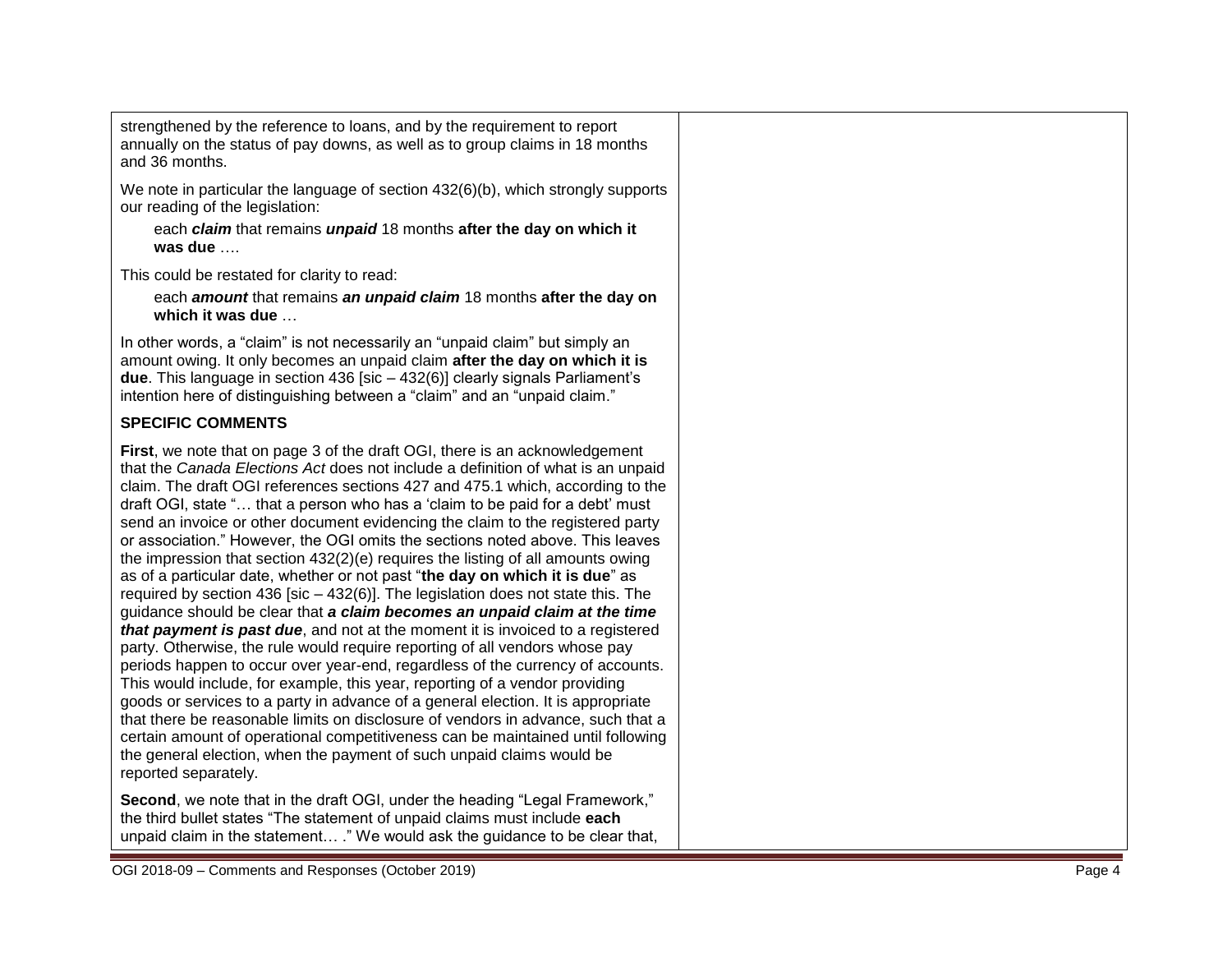| | |
|---|---|
| strengthened by the reference to loans, and by the requirement to report annually on the status of pay downs, as well as to group claims in 18 months and 36 months.<br><br>We note in particular the language of section 432(6)(b), which strongly supports our reading of the legislation:<br><br>each ***claim*** that remains ***unpaid*** 18 months **after the day on which it was due** ….<br><br>This could be restated for clarity to read:<br><br>each ***amount*** that remains ***an unpaid claim*** 18 months **after the day on which it was due** …<br><br>In other words, a "claim" is not necessarily an "unpaid claim" but simply an amount owing. It only becomes an unpaid claim **after the day on which it is due**. This language in section 436 [sic – 432(6)] clearly signals Parliament's intention here of distinguishing between a "claim" and an "unpaid claim."<br><br>**SPECIFIC COMMENTS**<br><br>**First**, we note that on page 3 of the draft OGI, there is an acknowledgement that the *Canada Elections Act* does not include a definition of what is an unpaid claim. The draft OGI references sections 427 and 475.1 which, according to the draft OGI, state "… that a person who has a 'claim to be paid for a debt' must send an invoice or other document evidencing the claim to the registered party or association." However, the OGI omits the sections noted above. This leaves the impression that section 432(2)(e) requires the listing of all amounts owing as of a particular date, whether or not past "**the day on which it is due**" as required by section 436 [sic – 432(6)]. The legislation does not state this. The guidance should be clear that ***a claim becomes an unpaid claim at the time that payment is past due***, and not at the moment it is invoiced to a registered party. Otherwise, the rule would require reporting of all vendors whose pay periods happen to occur over year-end, regardless of the currency of accounts. This would include, for example, this year, reporting of a vendor providing goods or services to a party in advance of a general election. It is appropriate that there be reasonable limits on disclosure of vendors in advance, such that a certain amount of operational competitiveness can be maintained until following the general election, when the payment of such unpaid claims would be reported separately.<br><br>**Second**, we note that in the draft OGI, under the heading "Legal Framework," the third bullet states "The statement of unpaid claims must include **each** unpaid claim in the statement… ." We would ask the guidance to be clear that, | |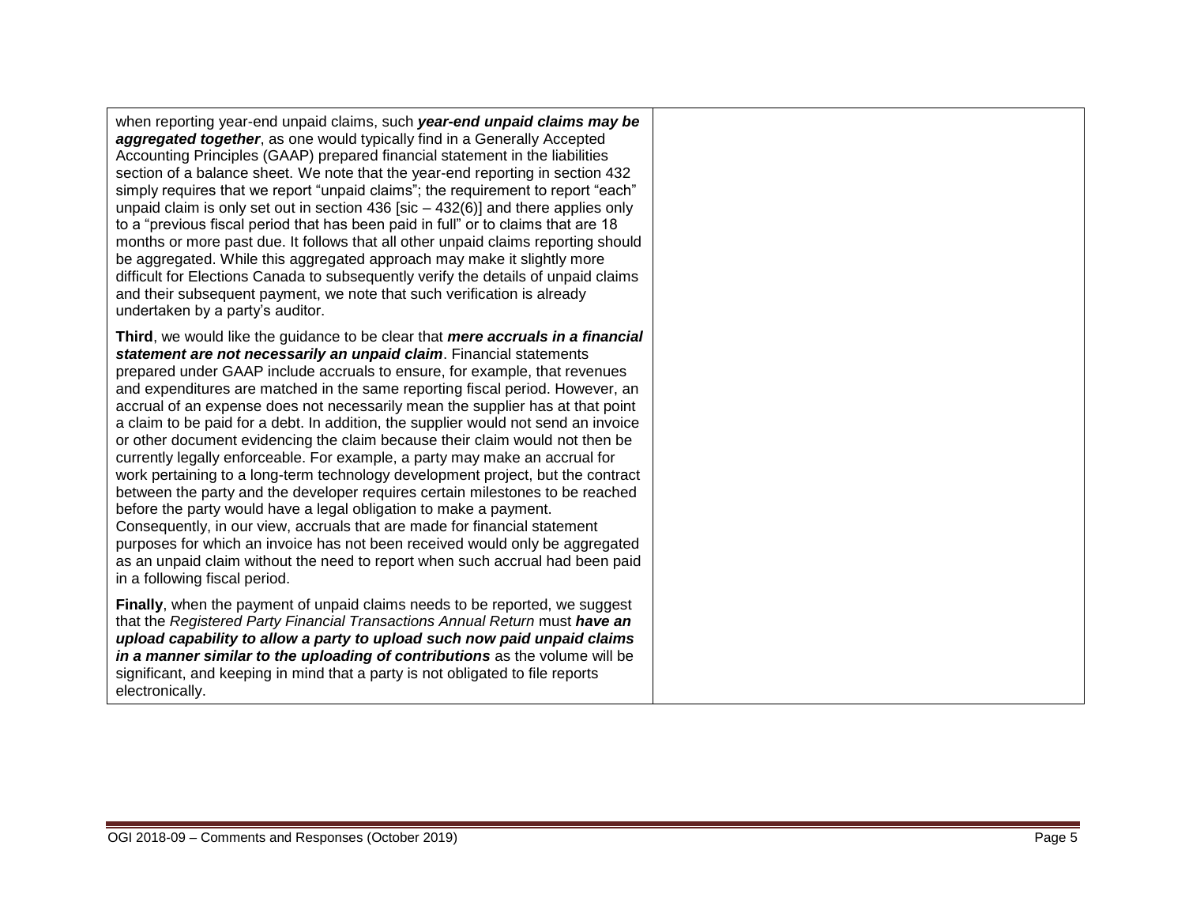| | |
|---|---|
| when reporting year-end unpaid claims, such ***year-end unpaid claims may be aggregated together***, as one would typically find in a Generally Accepted Accounting Principles (GAAP) prepared financial statement in the liabilities section of a balance sheet. We note that the year-end reporting in section 432 simply requires that we report "unpaid claims"; the requirement to report "each" unpaid claim is only set out in section 436 [sic – 432(6)] and there applies only to a "previous fiscal period that has been paid in full" or to claims that are 18 months or more past due. It follows that all other unpaid claims reporting should be aggregated. While this aggregated approach may make it slightly more difficult for Elections Canada to subsequently verify the details of unpaid claims and their subsequent payment, we note that such verification is already undertaken by a party's auditor.<br><br>**Third**, we would like the guidance to be clear that ***mere accruals in a financial statement are not necessarily an unpaid claim***. Financial statements prepared under GAAP include accruals to ensure, for example, that revenues and expenditures are matched in the same reporting fiscal period. However, an accrual of an expense does not necessarily mean the supplier has at that point a claim to be paid for a debt. In addition, the supplier would not send an invoice or other document evidencing the claim because their claim would not then be currently legally enforceable. For example, a party may make an accrual for work pertaining to a long-term technology development project, but the contract between the party and the developer requires certain milestones to be reached before the party would have a legal obligation to make a payment. Consequently, in our view, accruals that are made for financial statement purposes for which an invoice has not been received would only be aggregated as an unpaid claim without the need to report when such accrual had been paid in a following fiscal period.<br><br>**Finally**, when the payment of unpaid claims needs to be reported, we suggest that the *Registered Party Financial Transactions Annual Return* must ***have an upload capability to allow a party to upload such now paid unpaid claims in a manner similar to the uploading of contributions*** as the volume will be significant, and keeping in mind that a party is not obligated to file reports electronically. | |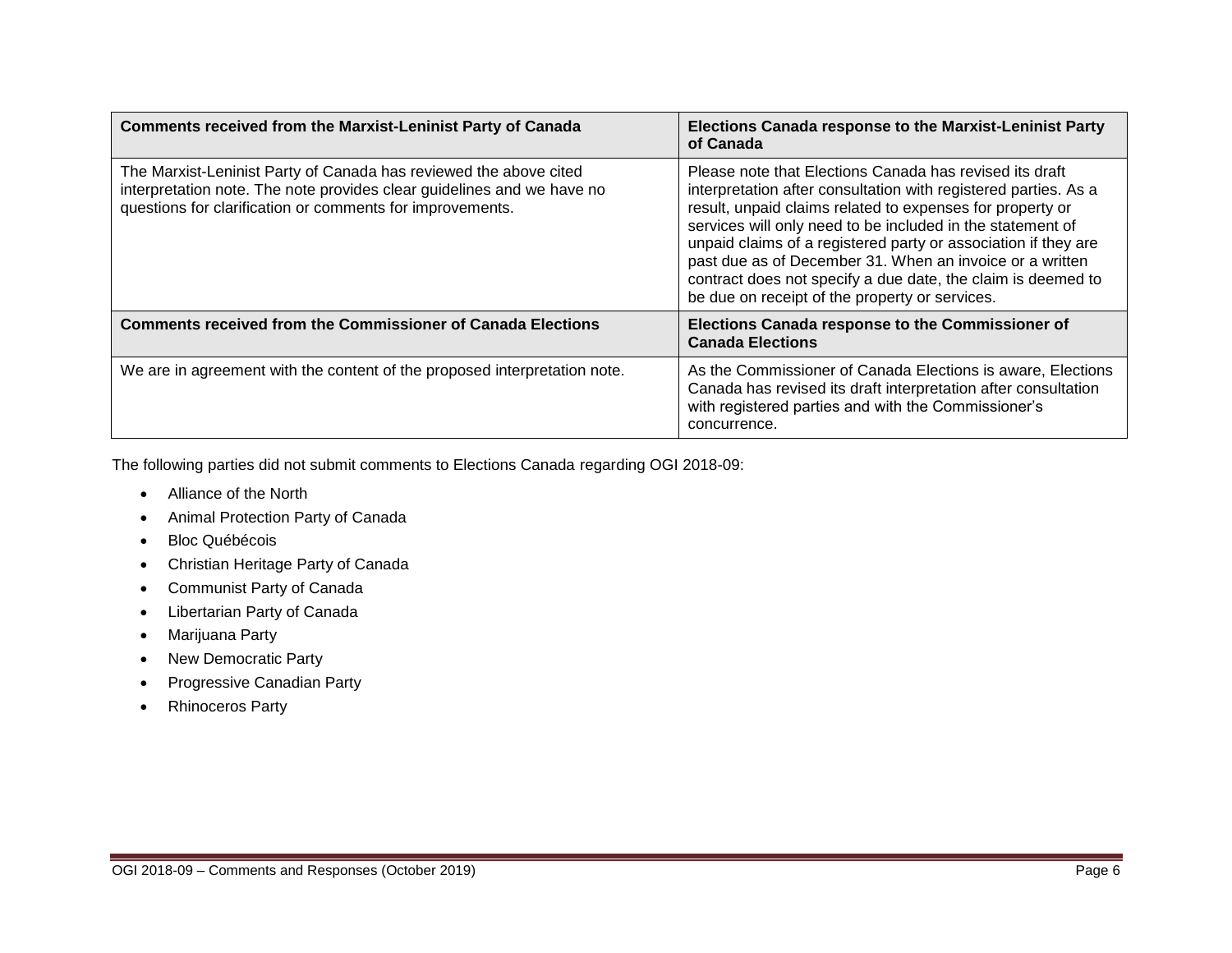| Comments received from the Marxist-Leninist Party of Canada | Elections Canada response to the Marxist-Leninist Party of Canada |
|---|---|
| The Marxist-Leninist Party of Canada has reviewed the above cited interpretation note. The note provides clear guidelines and we have no questions for clarification or comments for improvements. | Please note that Elections Canada has revised its draft interpretation after consultation with registered parties. As a result, unpaid claims related to expenses for property or services will only need to be included in the statement of unpaid claims of a registered party or association if they are past due as of December 31. When an invoice or a written contract does not specify a due date, the claim is deemed to be due on receipt of the property or services. |
| **Comments received from the Commissioner of Canada Elections** | **Elections Canada response to the Commissioner of Canada Elections** |
| We are in agreement with the content of the proposed interpretation note. | As the Commissioner of Canada Elections is aware, Elections Canada has revised its draft interpretation after consultation with registered parties and with the Commissioner's concurrence. |

The following parties did not submit comments to Elections Canada regarding OGI 2018-09:

- Alliance of the North
- Animal Protection Party of Canada
- Bloc Québécois
- Christian Heritage Party of Canada
- Communist Party of Canada
- Libertarian Party of Canada
- Marijuana Party
- New Democratic Party
- Progressive Canadian Party
- Rhinoceros Party